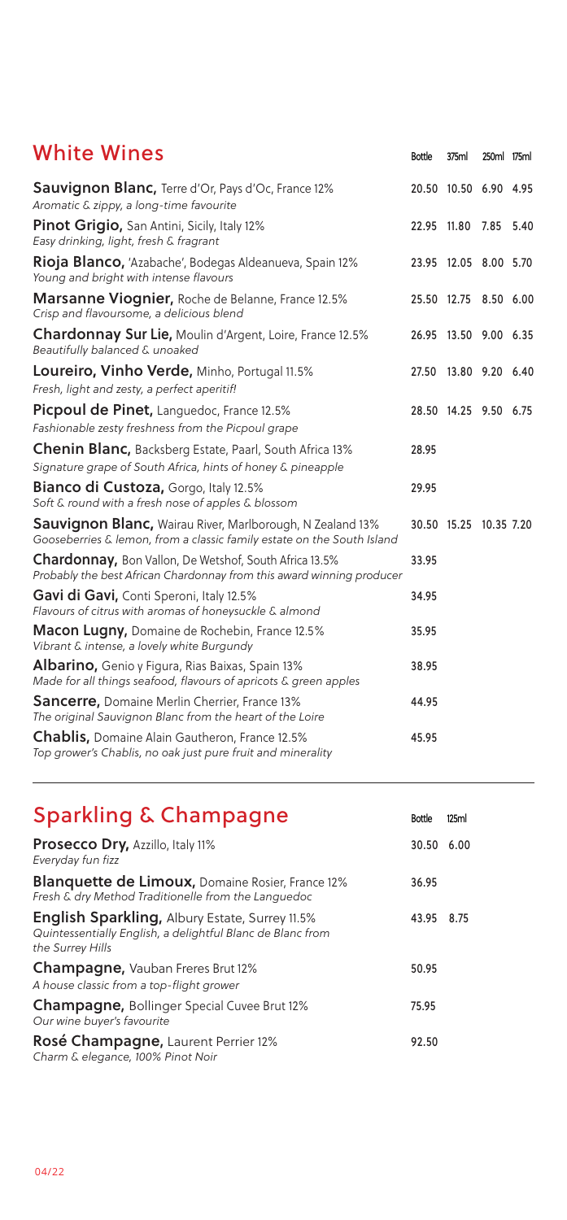## White Wines

| | Bottle | 375ml | 250ml | 175ml |
|---|---|---|---|---|
| **Sauvignon Blanc,** Terre d'Or, Pays d'Oc, France 12%<br>*Aromatic & zippy, a long-time favourite* | 20.50 | 10.50 | 6.90 | 4.95 |
| **Pinot Grigio,** San Antini, Sicily, Italy 12%<br>*Easy drinking, light, fresh & fragrant* | 22.95 | 11.80 | 7.85 | 5.40 |
| **Rioja Blanco,** 'Azabache', Bodegas Aldeanueva, Spain 12%<br>*Young and bright with intense flavours* | 23.95 | 12.05 | 8.00 | 5.70 |
| **Marsanne Viognier,** Roche de Belanne, France 12.5%<br>*Crisp and flavoursome, a delicious blend* | 25.50 | 12.75 | 8.50 | 6.00 |
| **Chardonnay Sur Lie,** Moulin d'Argent, Loire, France 12.5%<br>*Beautifully balanced & unoaked* | 26.95 | 13.50 | 9.00 | 6.35 |
| **Loureiro, Vinho Verde,** Minho, Portugal 11.5%<br>*Fresh, light and zesty, a perfect aperitif!* | 27.50 | 13.80 | 9.20 | 6.40 |
| **Picpoul de Pinet,** Languedoc, France 12.5%<br>*Fashionable zesty freshness from the Picpoul grape* | 28.50 | 14.25 | 9.50 | 6.75 |
| **Chenin Blanc,** Backsberg Estate, Paarl, South Africa 13%<br>*Signature grape of South Africa, hints of honey & pineapple* | 28.95 | | | |
| **Bianco di Custoza,** Gorgo, Italy 12.5%<br>*Soft & round with a fresh nose of apples & blossom* | 29.95 | | | |
| **Sauvignon Blanc,** Wairau River, Marlborough, N Zealand 13%<br>*Gooseberries & lemon, from a classic family estate on the South Island* | 30.50 | 15.25 | 10.35 | 7.20 |
| **Chardonnay,** Bon Vallon, De Wetshof, South Africa 13.5%<br>*Probably the best African Chardonnay from this award winning producer* | 33.95 | | | |
| **Gavi di Gavi,** Conti Speroni, Italy 12.5%<br>*Flavours of citrus with aromas of honeysuckle & almond* | 34.95 | | | |
| **Macon Lugny,** Domaine de Rochebin, France 12.5%<br>*Vibrant & intense, a lovely white Burgundy* | 35.95 | | | |
| **Albarino,** Genio y Figura, Rias Baixas, Spain 13%<br>*Made for all things seafood, flavours of apricots & green apples* | 38.95 | | | |
| **Sancerre,** Domaine Merlin Cherrier, France 13%<br>*The original Sauvignon Blanc from the heart of the Loire* | 44.95 | | | |
| **Chablis,** Domaine Alain Gautheron, France 12.5%<br>*Top grower's Chablis, no oak just pure fruit and minerality* | 45.95 | | | |

## Sparkling & Champagne

| | Bottle | 125ml |
|---|---|---|
| **Prosecco Dry,** Azzillo, Italy 11%<br>*Everyday fun fizz* | 30.50 | 6.00 |
| **Blanquette de Limoux,** Domaine Rosier, France 12%<br>*Fresh & dry Method Traditionelle from the Languedoc* | 36.95 | |
| **English Sparkling,** Albury Estate, Surrey 11.5%<br>*Quintessentially English, a delightful Blanc de Blanc from the Surrey Hills* | 43.95 | 8.75 |
| **Champagne,** Vauban Freres Brut 12%<br>*A house classic from a top-flight grower* | 50.95 | |
| **Champagne,** Bollinger Special Cuvee Brut 12%<br>*Our wine buyer's favourite* | 75.95 | |
| **Rosé Champagne,** Laurent Perrier 12%<br>*Charm & elegance, 100% Pinot Noir* | 92.50 | |

04/22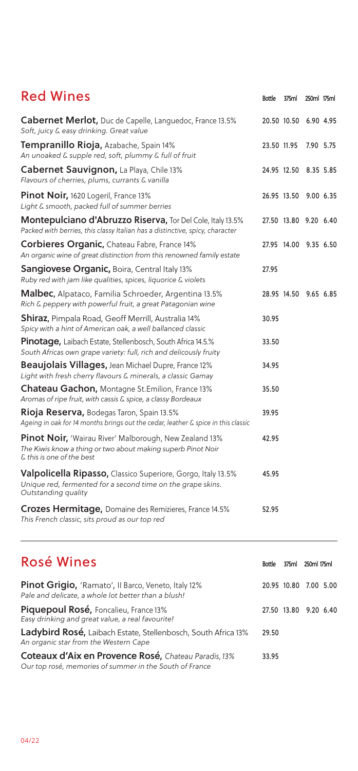## Red Wines

| | Bottle | 375ml | 250ml | 175ml |
|---|---|---|---|---|
| **Cabernet Merlot,** Duc de Capelle, Languedoc, France 13.5%<br>*Soft, juicy & easy drinking. Great value* | 20.50 | 10.50 | 6.90 | 4.95 |
| **Tempranillo Rioja,** Azabache, Spain 14%<br>*An unoaked & supple red, soft, plummy & full of fruit* | 23.50 | 11.95 | 7.90 | 5.75 |
| **Cabernet Sauvignon,** La Playa, Chile 13%<br>*Flavours of cherries, plums, currants & vanilla* | 24.95 | 12.50 | 8.35 | 5.85 |
| **Pinot Noir,** 1620 Logeril, France 13%<br>*Light & smooth, packed full of summer berries* | 26.95 | 13.50 | 9.00 | 6.35 |
| **Montepulciano d'Abruzzo Riserva,** Tor Del Cole, Italy 13.5%<br>*Packed with berries, this classy Italian has a distinctive, spicy, character* | 27.50 | 13.80 | 9.20 | 6.40 |
| **Corbieres Organic,** Chateau Fabre, France 14%<br>*An organic wine of great distinction from this renowned family estate* | 27.95 | 14.00 | 9.35 | 6.50 |
| **Sangiovese Organic,** Boira, Central Italy 13%<br>*Ruby red with jam like qualities, spices, liquorice & violets* | 27.95 | | | |
| **Malbec,** Alpataco, Familia Schroeder, Argentina 13.5%<br>*Rich & peppery with powerful fruit, a great Patagonian wine* | 28.95 | 14.50 | 9.65 | 6.85 |
| **Shiraz,** Pimpala Road, Geoff Merrill, Australia 14%<br>*Spicy with a hint of American oak, a well ballanced classic* | 30.95 | | | |
| **Pinotage,** Laibach Estate, Stellenbosch, South Africa 14.5.%<br>*South Africas own grape variety: full, rich and delicously fruity* | 33.50 | | | |
| **Beaujolais Villages,** Jean Michael Dupre, France 12%<br>*Light with fresh cherry flavours & minerals, a classic Gamay* | 34.95 | | | |
| **Chateau Gachon,** Montagne St.Emilion, France 13%<br>*Aromas of ripe fruit, with cassis & spice, a classy Bordeaux* | 35.50 | | | |
| **Rioja Reserva,** Bodegas Taron, Spain 13.5%<br>*Ageing in oak for 14 months brings out the cedar, leather & spice in this classic* | 39.95 | | | |
| **Pinot Noir,** 'Wairau River' Malborough, New Zealand 13%<br>*The Kiwis know a thing or two about making superb Pinot Noir & this is one of the best* | 42.95 | | | |
| **Valpolicella Ripasso,** Classico Superiore, Gorgo, Italy 13.5%<br>*Unique red, fermented for a second time on the grape skins. Outstanding quality* | 45.95 | | | |
| **Crozes Hermitage,** Domaine des Remizieres, France 14.5%<br>*This French classic, sits proud as our top red* | 52.95 | | | |

## Rosé Wines

| | Bottle | 375ml | 250ml | 175ml |
|---|---|---|---|---|
| **Pinot Grigio,** 'Ramato', Il Barco, Veneto, Italy 12%<br>*Pale and delicate, a whole lot better than a blush!* | 20.95 | 10.80 | 7.00 | 5.00 |
| **Piquepoul Rosé,** Foncalieu, France 13%<br>*Easy drinking and great value, a real favourite!* | 27.50 | 13.80 | 9.20 | 6.40 |
| **Ladybird Rosé,** Laibach Estate, Stellenbosch, South Africa 13%<br>*An organic star from the Western Cape* | 29.50 | | | |
| **Coteaux d'Aix en Provence Rosé,** *Chateau Paradis, 13%*<br>*Our top rosé, memories of summer in the South of France* | 33.95 | | | |

04/22